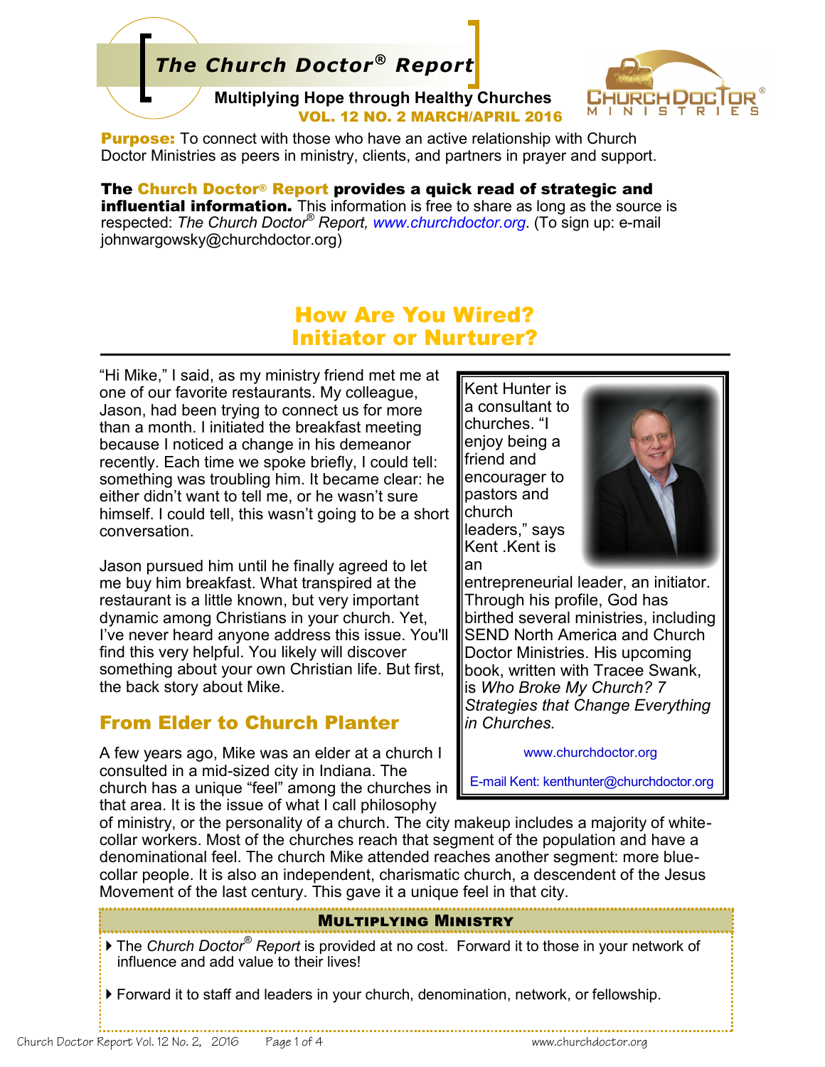# The Church Doctor® Report

**Multiplying Hope through Healthy Churches**

**VOL. 12 NO. 2 MARCH/APRIL 2016**

**Purpose:** To connect with those who have an active relationship with Church Doctor Ministries as peers in ministry, clients, and partners in prayer and support.

**The Church Doctor® Report provides a quick read of strategic and influential information.** This information is free to share as long as the source is respected: *The Church Doctor® Report*, *www.churchdoctor.org*. (To sign up: e-mail johnwargowsky@churchdoctor.org)

## How Are You Wired? Initiator or Nurturer?

"Hi Mike," I said, as my ministry friend met me at one of our favorite restaurants. My colleague, Jason, had been trying to connect us for more than a month. I initiated the breakfast meeting because I noticed a change in his demeanor recently. Each time we spoke briefly, I could tell: something was troubling him. It became clear: he either didn't want to tell me, or he wasn't sure himself. I could tell, this wasn't going to be a short conversation.

Jason pursued him until he finally agreed to let me buy him breakfast. What transpired at the restaurant is a little known, but very important dynamic among Christians in your church. Yet, I've never heard anyone address this issue. You'll find this very helpful. You likely will discover something about your own Christian life. But first, the back story about Mike.

> Kent Hunter is a consultant to churches. "I enjoy being a friend and encourager to pastors and church leaders," says Kent .Kent is an entrepreneurial leader, an initiator. Through his profile, God has birthed several ministries, including SEND North America and Church Doctor Ministries. His upcoming book, written with Tracee Swank, is *Who Broke My Church? 7 Strategies that Change Everything in Churches.*
>
> www.churchdoctor.org
>
> E-mail Kent: kenthunter@churchdoctor.org

### From Elder to Church Planter

A few years ago, Mike was an elder at a church I consulted in a mid-sized city in Indiana. The church has a unique "feel" among the churches in that area. It is the issue of what I call philosophy of ministry, or the personality of a church. The city makeup includes a majority of white-collar workers. Most of the churches reach that segment of the population and have a denominational feel. The church Mike attended reaches another segment: more blue-collar people. It is also an independent, charismatic church, a descendent of the Jesus Movement of the last century. This gave it a unique feel in that city.

**MULTIPLYING MINISTRY**

- The *Church Doctor® Report* is provided at no cost. Forward it to those in your network of influence and add value to their lives!
- Forward it to staff and leaders in your church, denomination, network, or fellowship.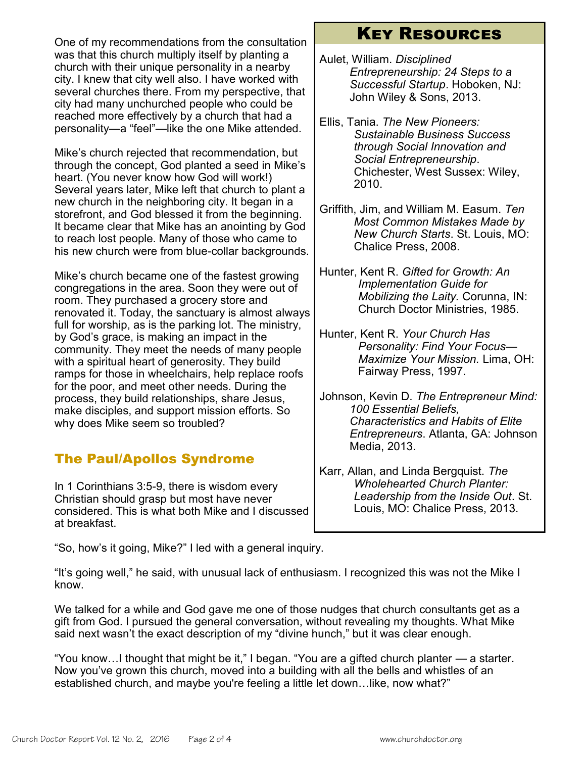One of my recommendations from the consultation was that this church multiply itself by planting a church with their unique personality in a nearby city. I knew that city well also. I have worked with several churches there. From my perspective, that city had many unchurched people who could be reached more effectively by a church that had a personality—a "feel"—like the one Mike attended.

Mike's church rejected that recommendation, but through the concept, God planted a seed in Mike's heart. (You never know how God will work!) Several years later, Mike left that church to plant a new church in the neighboring city. It began in a storefront, and God blessed it from the beginning. It became clear that Mike has an anointing by God to reach lost people. Many of those who came to his new church were from blue-collar backgrounds.

Mike's church became one of the fastest growing congregations in the area. Soon they were out of room. They purchased a grocery store and renovated it. Today, the sanctuary is almost always full for worship, as is the parking lot. The ministry, by God's grace, is making an impact in the community. They meet the needs of many people with a spiritual heart of generosity. They build ramps for those in wheelchairs, help replace roofs for the poor, and meet other needs. During the process, they build relationships, share Jesus, make disciples, and support mission efforts. So why does Mike seem so troubled?

## Key Resources

Aulet, William. *Disciplined Entrepreneurship: 24 Steps to a Successful Startup*. Hoboken, NJ: John Wiley & Sons, 2013.

Ellis, Tania. *The New Pioneers: Sustainable Business Success through Social Innovation and Social Entrepreneurship*. Chichester, West Sussex: Wiley, 2010.

Griffith, Jim, and William M. Easum. *Ten Most Common Mistakes Made by New Church Starts*. St. Louis, MO: Chalice Press, 2008.

Hunter, Kent R. *Gifted for Growth: An Implementation Guide for Mobilizing the Laity.* Corunna, IN: Church Doctor Ministries, 1985.

Hunter, Kent R. *Your Church Has Personality: Find Your Focus—Maximize Your Mission.* Lima, OH: Fairway Press, 1997.

Johnson, Kevin D. *The Entrepreneur Mind: 100 Essential Beliefs, Characteristics and Habits of Elite Entrepreneurs*. Atlanta, GA: Johnson Media, 2013.

Karr, Allan, and Linda Bergquist. *The Wholehearted Church Planter: Leadership from the Inside Out*. St. Louis, MO: Chalice Press, 2013.

## The Paul/Apollos Syndrome

In 1 Corinthians 3:5-9, there is wisdom every Christian should grasp but most have never considered. This is what both Mike and I discussed at breakfast.

"So, how's it going, Mike?" I led with a general inquiry.

"It's going well," he said, with unusual lack of enthusiasm. I recognized this was not the Mike I know.

We talked for a while and God gave me one of those nudges that church consultants get as a gift from God. I pursued the general conversation, without revealing my thoughts. What Mike said next wasn't the exact description of my "divine hunch," but it was clear enough.

"You know…I thought that might be it," I began. "You are a gifted church planter — a starter. Now you've grown this church, moved into a building with all the bells and whistles of an established church, and maybe you're feeling a little let down…like, now what?"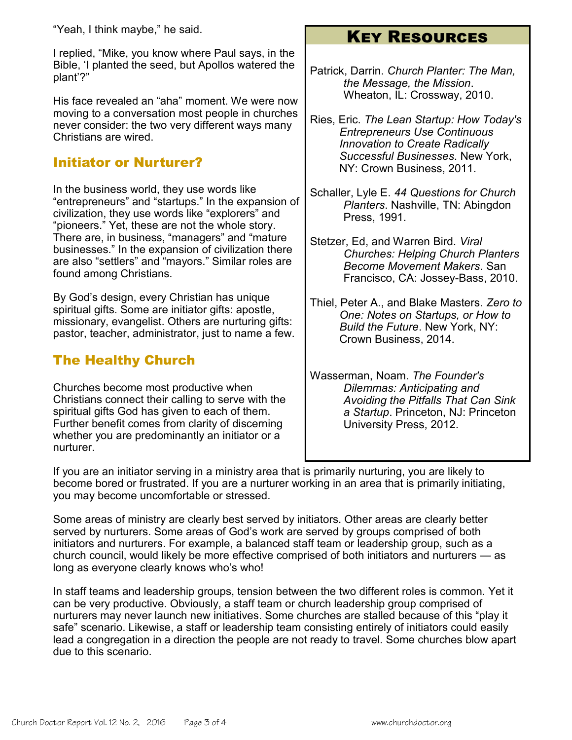"Yeah, I think maybe," he said.

I replied, "Mike, you know where Paul says, in the Bible, 'I planted the seed, but Apollos watered the plant'?"

His face revealed an "aha" moment. We were now moving to a conversation most people in churches never consider: the two very different ways many Christians are wired.

## Initiator or Nurturer?

In the business world, they use words like "entrepreneurs" and "startups." In the expansion of civilization, they use words like "explorers" and "pioneers." Yet, these are not the whole story. There are, in business, "managers" and "mature businesses." In the expansion of civilization there are also "settlers" and "mayors." Similar roles are found among Christians.

By God's design, every Christian has unique spiritual gifts. Some are initiator gifts: apostle, missionary, evangelist. Others are nurturing gifts: pastor, teacher, administrator, just to name a few.

## The Healthy Church

Churches become most productive when Christians connect their calling to serve with the spiritual gifts God has given to each of them. Further benefit comes from clarity of discerning whether you are predominantly an initiator or a nurturer.

If you are an initiator serving in a ministry area that is primarily nurturing, you are likely to become bored or frustrated. If you are a nurturer working in an area that is primarily initiating, you may become uncomfortable or stressed.

Some areas of ministry are clearly best served by initiators. Other areas are clearly better served by nurturers. Some areas of God's work are served by groups comprised of both initiators and nurturers. For example, a balanced staff team or leadership group, such as a church council, would likely be more effective comprised of both initiators and nurturers — as long as everyone clearly knows who's who!

In staff teams and leadership groups, tension between the two different roles is common. Yet it can be very productive. Obviously, a staff team or church leadership group comprised of nurturers may never launch new initiatives. Some churches are stalled because of this "play it safe" scenario. Likewise, a staff or leadership team consisting entirely of initiators could easily lead a congregation in a direction the people are not ready to travel. Some churches blow apart due to this scenario.

## Key Resources

Patrick, Darrin. *Church Planter: The Man, the Message, the Mission*. Wheaton, IL: Crossway, 2010.

Ries, Eric. *The Lean Startup: How Today's Entrepreneurs Use Continuous Innovation to Create Radically Successful Businesses.* New York, NY: Crown Business, 2011.

Schaller, Lyle E. *44 Questions for Church Planters*. Nashville, TN: Abingdon Press, 1991.

Stetzer, Ed, and Warren Bird. *Viral Churches: Helping Church Planters Become Movement Makers*. San Francisco, CA: Jossey-Bass, 2010.

Thiel, Peter A., and Blake Masters. *Zero to One: Notes on Startups, or How to Build the Future*. New York, NY: Crown Business, 2014.

Wasserman, Noam. *The Founder's Dilemmas: Anticipating and Avoiding the Pitfalls That Can Sink a Startup*. Princeton, NJ: Princeton University Press, 2012.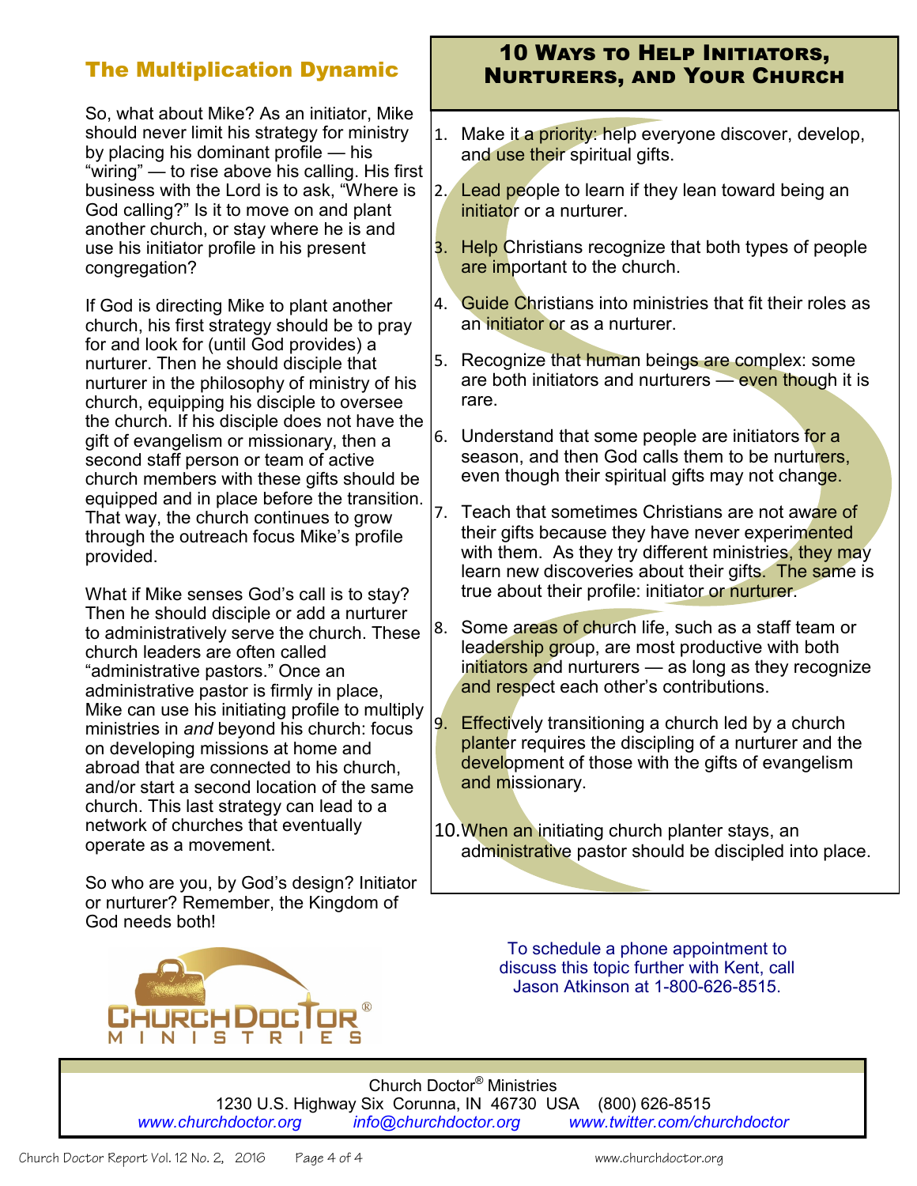## The Multiplication Dynamic

So, what about Mike? As an initiator, Mike should never limit his strategy for ministry by placing his dominant profile — his "wiring" — to rise above his calling. His first business with the Lord is to ask, "Where is God calling?" Is it to move on and plant another church, or stay where he is and use his initiator profile in his present congregation?

If God is directing Mike to plant another church, his first strategy should be to pray for and look for (until God provides) a nurturer. Then he should disciple that nurturer in the philosophy of ministry of his church, equipping his disciple to oversee the church. If his disciple does not have the gift of evangelism or missionary, then a second staff person or team of active church members with these gifts should be equipped and in place before the transition. That way, the church continues to grow through the outreach focus Mike's profile provided.

What if Mike senses God's call is to stay? Then he should disciple or add a nurturer to administratively serve the church. These church leaders are often called "administrative pastors." Once an administrative pastor is firmly in place, Mike can use his initiating profile to multiply ministries in *and* beyond his church: focus on developing missions at home and abroad that are connected to his church, and/or start a second location of the same church. This last strategy can lead to a network of churches that eventually operate as a movement.

So who are you, by God's design? Initiator or nurturer? Remember, the Kingdom of God needs both!

## 10 Ways to Help Initiators, Nurturers, and Your Church

1. Make it a priority: help everyone discover, develop, and use their spiritual gifts.
2. Lead people to learn if they lean toward being an initiator or a nurturer.
3. Help Christians recognize that both types of people are important to the church.
4. Guide Christians into ministries that fit their roles as an initiator or as a nurturer.
5. Recognize that human beings are complex: some are both initiators and nurturers — even though it is rare.
6. Understand that some people are initiators for a season, and then God calls them to be nurturers, even though their spiritual gifts may not change.
7. Teach that sometimes Christians are not aware of their gifts because they have never experimented with them. As they try different ministries, they may learn new discoveries about their gifts. The same is true about their profile: initiator or nurturer.
8. Some areas of church life, such as a staff team or leadership group, are most productive with both initiators and nurturers — as long as they recognize and respect each other's contributions.
9. Effectively transitioning a church led by a church planter requires the discipling of a nurturer and the development of those with the gifts of evangelism and missionary.
10. When an initiating church planter stays, an administrative pastor should be discipled into place.

CHURCH DOCTOR® MINISTRIES

To schedule a phone appointment to discuss this topic further with Kent, call Jason Atkinson at 1-800-626-8515.

Church Doctor® Ministries
1230 U.S. Highway Six Corunna, IN 46730 USA (800) 626-8515
www.churchdoctor.org info@churchdoctor.org www.twitter.com/churchdoctor